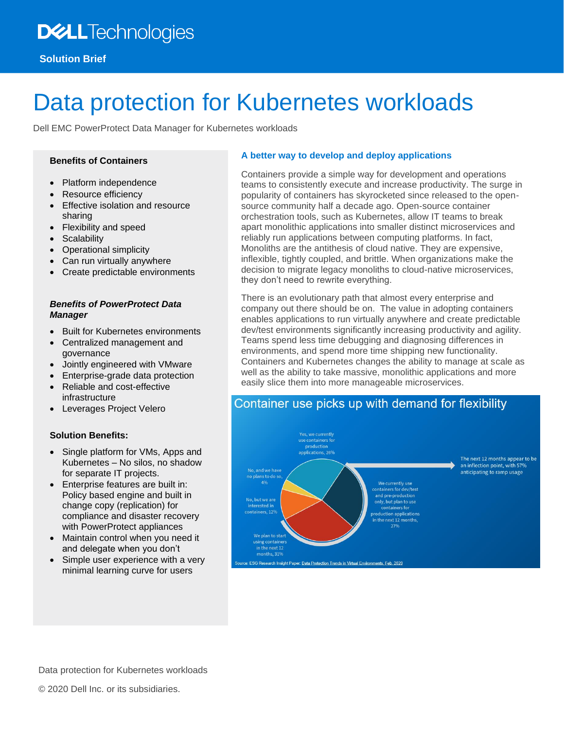Dell Technologies

Solution Brief

# Data protection for Kubernetes workloads

Dell EMC PowerProtect Data Manager for Kubernetes workloads

### Benefits of Containers

- Platform independence
- Resource efficiency
- Effective isolation and resource sharing
- Flexibility and speed
- Scalability
- Operational simplicity
- Can run virtually anywhere
- Create predictable environments

### *Benefits of PowerProtect Data Manager*

- Built for Kubernetes environments
- Centralized management and governance
- Jointly engineered with VMware
- Enterprise-grade data protection
- Reliable and cost-effective infrastructure
- Leverages Project Velero

### Solution Benefits:

- Single platform for VMs, Apps and Kubernetes – No silos, no shadow for separate IT projects.
- Enterprise features are built in: Policy based engine and built in change copy (replication) for compliance and disaster recovery with PowerProtect appliances
- Maintain control when you need it and delegate when you don't
- Simple user experience with a very minimal learning curve for users

## A better way to develop and deploy applications

Containers provide a simple way for development and operations teams to consistently execute and increase productivity. The surge in popularity of containers has skyrocketed since released to the open-source community half a decade ago. Open-source container orchestration tools, such as Kubernetes, allow IT teams to break apart monolithic applications into smaller distinct microservices and reliably run applications between computing platforms. In fact, Monoliths are the antithesis of cloud native. They are expensive, inflexible, tightly coupled, and brittle. When organizations make the decision to migrate legacy monoliths to cloud-native microservices, they don't need to rewrite everything.

There is an evolutionary path that almost every enterprise and company out there should be on. The value in adopting containers enables applications to run virtually anywhere and create predictable dev/test environments significantly increasing productivity and agility. Teams spend less time debugging and diagnosing differences in environments, and spend more time shipping new functionality. Containers and Kubernetes changes the ability to manage at scale as well as the ability to take massive, monolithic applications and more easily slice them into more manageable microservices.

### Container use picks up with demand for flexibility

- Yes, we currently use containers for production applications, 26%
- We currently use containers for dev/test and pre-production only, but plan to use containers for production applications in the next 12 months, 27%
- We plan to start using containers in the next 12 months, 31%
- No, but we are interested in containers, 12%
- No, and we have no plans to do so, 4%

The next 12 months appear to be an inflection point, with 57% anticipating to ramp usage

Source: ESG Research Insight Paper: Data Protection Trends in Virtual Environments, Feb. 2020

Data protection for Kubernetes workloads

© 2020 Dell Inc. or its subsidiaries.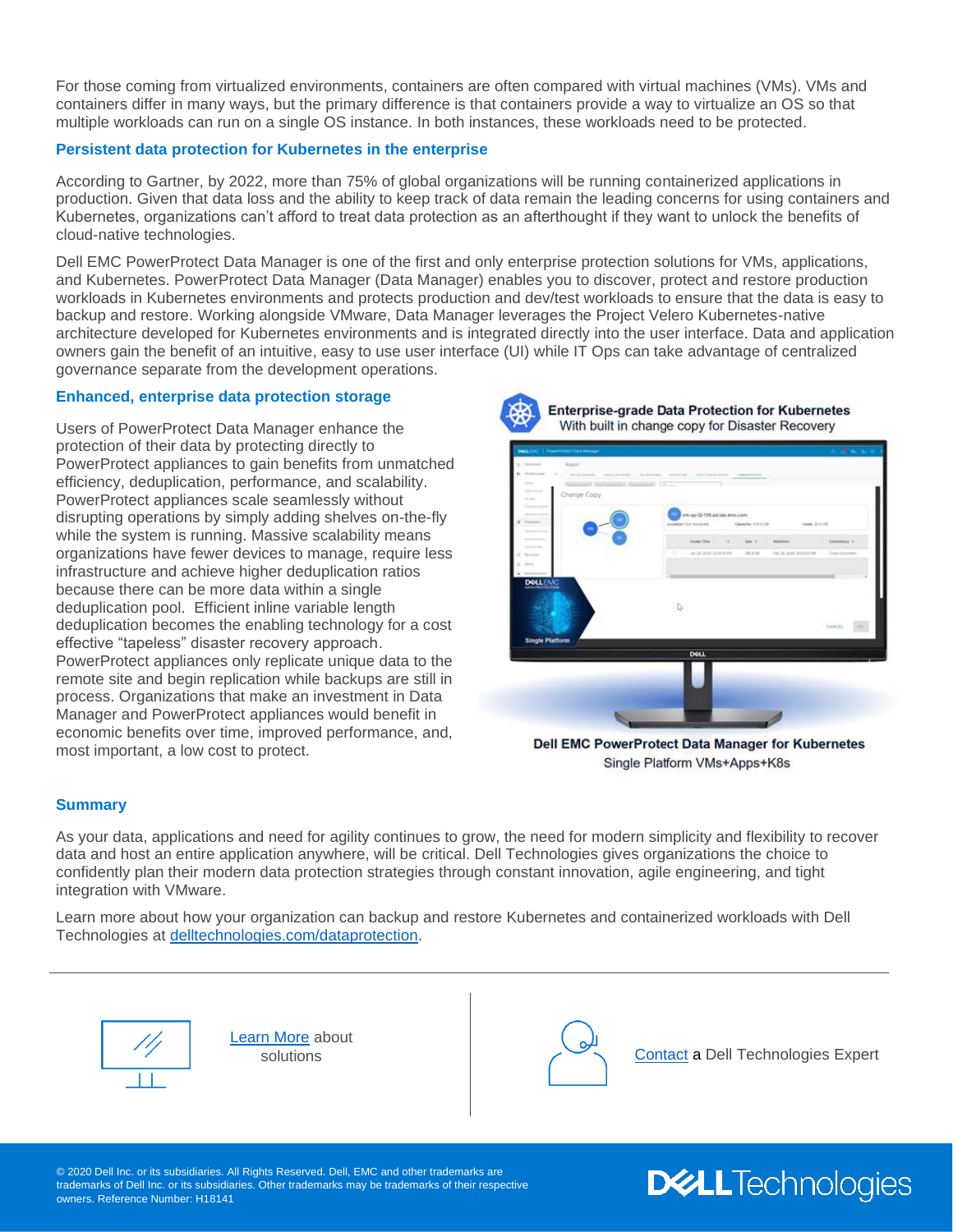For those coming from virtualized environments, containers are often compared with virtual machines (VMs). VMs and containers differ in many ways, but the primary difference is that containers provide a way to virtualize an OS so that multiple workloads can run on a single OS instance. In both instances, these workloads need to be protected.

### Persistent data protection for Kubernetes in the enterprise

According to Gartner, by 2022, more than 75% of global organizations will be running containerized applications in production. Given that data loss and the ability to keep track of data remain the leading concerns for using containers and Kubernetes, organizations can't afford to treat data protection as an afterthought if they want to unlock the benefits of cloud-native technologies.

Dell EMC PowerProtect Data Manager is one of the first and only enterprise protection solutions for VMs, applications, and Kubernetes. PowerProtect Data Manager (Data Manager) enables you to discover, protect and restore production workloads in Kubernetes environments and protects production and dev/test workloads to ensure that the data is easy to backup and restore. Working alongside VMware, Data Manager leverages the Project Velero Kubernetes-native architecture developed for Kubernetes environments and is integrated directly into the user interface. Data and application owners gain the benefit of an intuitive, easy to use user interface (UI) while IT Ops can take advantage of centralized governance separate from the development operations.

### Enhanced, enterprise data protection storage

Users of PowerProtect Data Manager enhance the protection of their data by protecting directly to PowerProtect appliances to gain benefits from unmatched efficiency, deduplication, performance, and scalability. PowerProtect appliances scale seamlessly without disrupting operations by simply adding shelves on-the-fly while the system is running. Massive scalability means organizations have fewer devices to manage, require less infrastructure and achieve higher deduplication ratios because there can be more data within a single deduplication pool. Efficient inline variable length deduplication becomes the enabling technology for a cost effective "tapeless" disaster recovery approach. PowerProtect appliances only replicate unique data to the remote site and begin replication while backups are still in process. Organizations that make an investment in Data Manager and PowerProtect appliances would benefit in economic benefits over time, improved performance, and, most important, a low cost to protect.

**Enterprise-grade Data Protection for Kubernetes**
With built in change copy for Disaster Recovery

**Dell EMC PowerProtect Data Manager for Kubernetes**
Single Platform VMs+Apps+K8s

### Summary

As your data, applications and need for agility continues to grow, the need for modern simplicity and flexibility to recover data and host an entire application anywhere, will be critical. Dell Technologies gives organizations the choice to confidently plan their modern data protection strategies through constant innovation, agile engineering, and tight integration with VMware.

Learn more about how your organization can backup and restore Kubernetes and containerized workloads with Dell Technologies at delltechnologies.com/dataprotection.

Learn More about solutions

Contact a Dell Technologies Expert

© 2020 Dell Inc. or its subsidiaries. All Rights Reserved. Dell, EMC and other trademarks are trademarks of Dell Inc. or its subsidiaries. Other trademarks may be trademarks of their respective owners. Reference Number: H18141